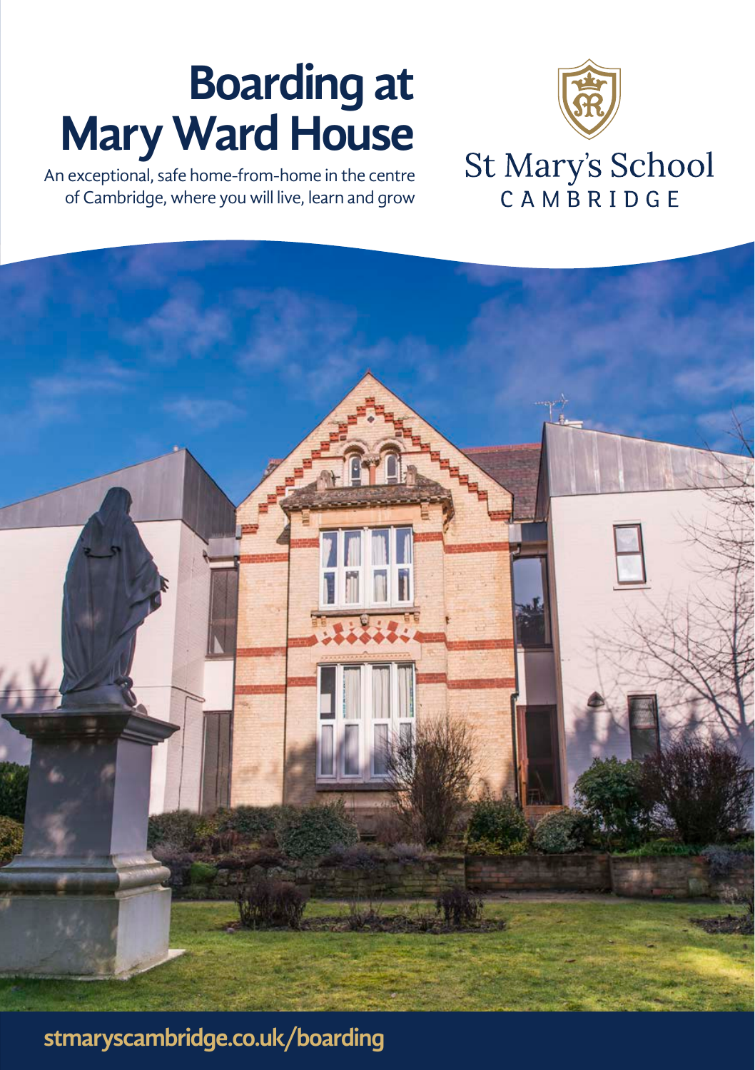# Boarding at Mary Ward House

An exceptional, safe home-from-home in the centre of Cambridge, where you will live, learn and grow

St Mary's School
CAMBRIDGE

stmaryscambridge.co.uk/boarding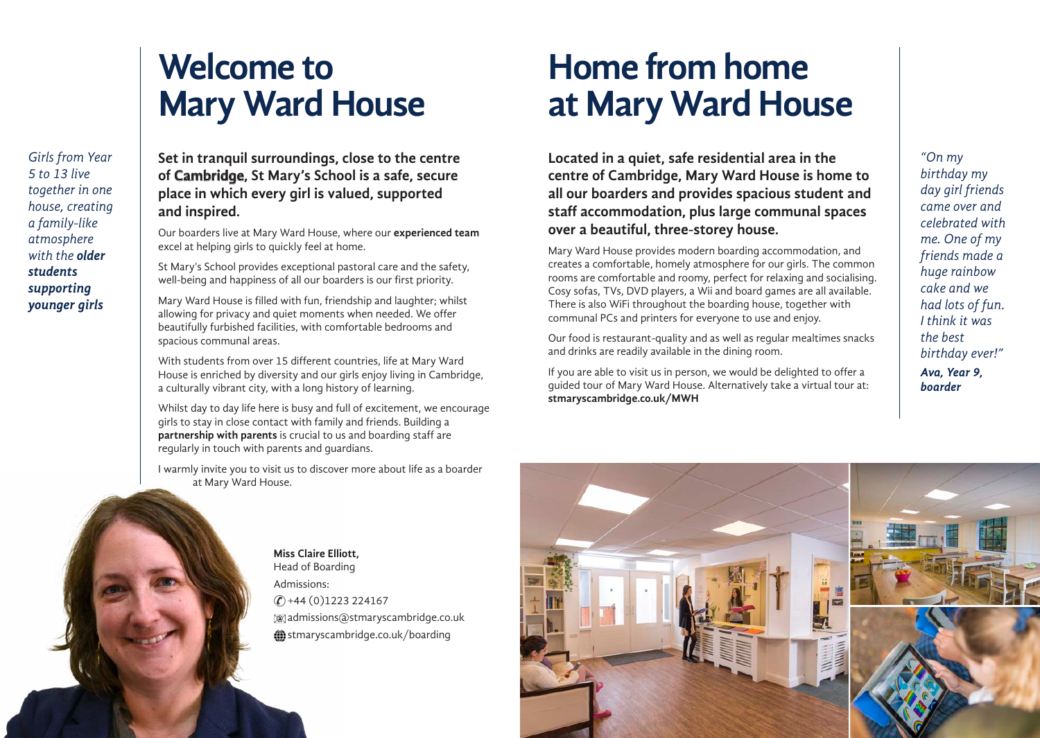# Welcome to Mary Ward House

*Girls from Year 5 to 13 live together in one house, creating a family-like atmosphere with the **older students supporting younger girls***

**Set in tranquil surroundings, close to the centre of Cambridge, St Mary's School is a safe, secure place in which every girl is valued, supported and inspired.**

Our boarders live at Mary Ward House, where our **experienced team** excel at helping girls to quickly feel at home.

St Mary's School provides exceptional pastoral care and the safety, well-being and happiness of all our boarders is our first priority.

Mary Ward House is filled with fun, friendship and laughter; whilst allowing for privacy and quiet moments when needed. We offer beautifully furbished facilities, with comfortable bedrooms and spacious communal areas.

With students from over 15 different countries, life at Mary Ward House is enriched by diversity and our girls enjoy living in Cambridge, a culturally vibrant city, with a long history of learning.

Whilst day to day life here is busy and full of excitement, we encourage girls to stay in close contact with family and friends. Building a **partnership with parents** is crucial to us and boarding staff are regularly in touch with parents and guardians.

I warmly invite you to visit us to discover more about life as a boarder at Mary Ward House.

**Miss Claire Elliott,**
Head of Boarding

Admissions:
+44 (0)1223 224167
admissions@stmaryscambridge.co.uk
stmaryscambridge.co.uk/boarding

# Home from home at Mary Ward House

**Located in a quiet, safe residential area in the centre of Cambridge, Mary Ward House is home to all our boarders and provides spacious student and staff accommodation, plus large communal spaces over a beautiful, three-storey house.**

Mary Ward House provides modern boarding accommodation, and creates a comfortable, homely atmosphere for our girls. The common rooms are comfortable and roomy, perfect for relaxing and socialising. Cosy sofas, TVs, DVD players, a Wii and board games are all available. There is also WiFi throughout the boarding house, together with communal PCs and printers for everyone to use and enjoy.

Our food is restaurant-quality and as well as regular mealtimes snacks and drinks are readily available in the dining room.

If you are able to visit us in person, we would be delighted to offer a guided tour of Mary Ward House. Alternatively take a virtual tour at: **stmaryscambridge.co.uk/MWH**

*"On my birthday my day girl friends came over and celebrated with me. One of my friends made a huge rainbow cake and we had lots of fun. I think it was the best birthday ever!"*

***Ava, Year 9, boarder***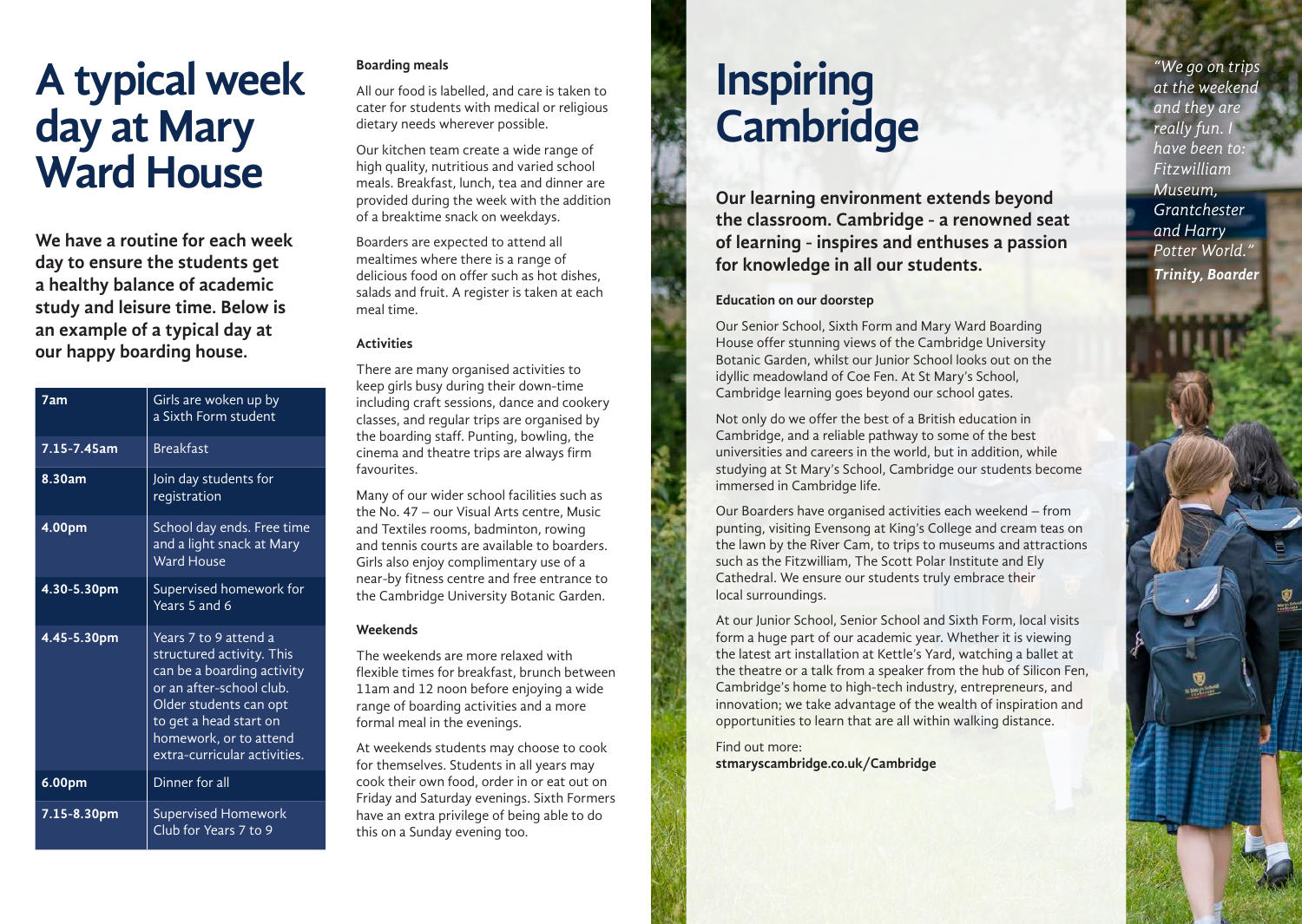# A typical week day at Mary Ward House

**We have a routine for each week day to ensure the students get a healthy balance of academic study and leisure time. Below is an example of a typical day at our happy boarding house.**

| Time | Activity |
|---|---|
| **7am** | Girls are woken up by a Sixth Form student |
| **7.15-7.45am** | Breakfast |
| **8.30am** | Join day students for registration |
| **4.00pm** | School day ends. Free time and a light snack at Mary Ward House |
| **4.30-5.30pm** | Supervised homework for Years 5 and 6 |
| **4.45-5.30pm** | Years 7 to 9 attend a structured activity. This can be a boarding activity or an after-school club. Older students can opt to get a head start on homework, or to attend extra-curricular activities. |
| **6.00pm** | Dinner for all |
| **7.15-8.30pm** | Supervised Homework Club for Years 7 to 9 |

### Boarding meals

All our food is labelled, and care is taken to cater for students with medical or religious dietary needs wherever possible.

Our kitchen team create a wide range of high quality, nutritious and varied school meals. Breakfast, lunch, tea and dinner are provided during the week with the addition of a breaktime snack on weekdays.

Boarders are expected to attend all mealtimes where there is a range of delicious food on offer such as hot dishes, salads and fruit. A register is taken at each meal time.

### Activities

There are many organised activities to keep girls busy during their down-time including craft sessions, dance and cookery classes, and regular trips are organised by the boarding staff. Punting, bowling, the cinema and theatre trips are always firm favourites.

Many of our wider school facilities such as the No. 47 – our Visual Arts centre, Music and Textiles rooms, badminton, rowing and tennis courts are available to boarders. Girls also enjoy complimentary use of a near-by fitness centre and free entrance to the Cambridge University Botanic Garden.

### Weekends

The weekends are more relaxed with flexible times for breakfast, brunch between 11am and 12 noon before enjoying a wide range of boarding activities and a more formal meal in the evenings.

At weekends students may choose to cook for themselves. Students in all years may cook their own food, order in or eat out on Friday and Saturday evenings. Sixth Formers have an extra privilege of being able to do this on a Sunday evening too.

# Inspiring Cambridge

**Our learning environment extends beyond the classroom. Cambridge - a renowned seat of learning - inspires and enthuses a passion for knowledge in all our students.**

### Education on our doorstep

Our Senior School, Sixth Form and Mary Ward Boarding House offer stunning views of the Cambridge University Botanic Garden, whilst our Junior School looks out on the idyllic meadowland of Coe Fen. At St Mary's School, Cambridge learning goes beyond our school gates.

Not only do we offer the best of a British education in Cambridge, and a reliable pathway to some of the best universities and careers in the world, but in addition, while studying at St Mary's School, Cambridge our students become immersed in Cambridge life.

Our Boarders have organised activities each weekend – from punting, visiting Evensong at King's College and cream teas on the lawn by the River Cam, to trips to museums and attractions such as the Fitzwilliam, The Scott Polar Institute and Ely Cathedral. We ensure our students truly embrace their local surroundings.

At our Junior School, Senior School and Sixth Form, local visits form a huge part of our academic year. Whether it is viewing the latest art installation at Kettle's Yard, watching a ballet at the theatre or a talk from a speaker from the hub of Silicon Fen, Cambridge's home to high-tech industry, entrepreneurs, and innovation; we take advantage of the wealth of inspiration and opportunities to learn that are all within walking distance.

Find out more:
**stmaryscambridge.co.uk/Cambridge**

*"We go on trips at the weekend and they are really fun. I have been to: Fitzwilliam Museum, Grantchester and Harry Potter World."*
***Trinity, Boarder***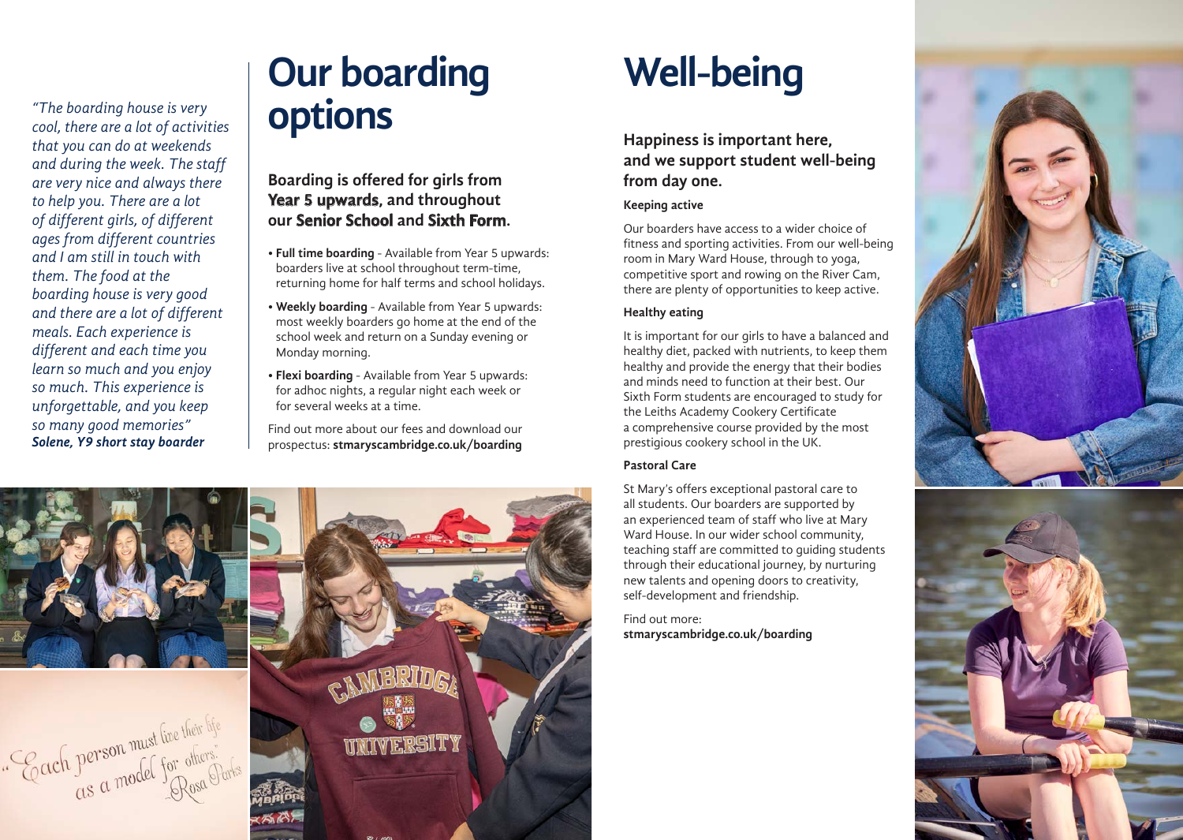*"The boarding house is very cool, there are a lot of activities that you can do at weekends and during the week. The staff are very nice and always there to help you. There are a lot of different girls, of different ages from different countries and I am still in touch with them. The food at the boarding house is very good and there are a lot of different meals. Each experience is different and each time you learn so much and you enjoy so much. This experience is unforgettable, and you keep so many good memories"*
***Solene, Y9 short stay boarder***

# Our boarding options

### Boarding is offered for girls from Year 5 upwards, and throughout our Senior School and Sixth Form.

- **Full time boarding** - Available from Year 5 upwards: boarders live at school throughout term-time, returning home for half terms and school holidays.
- **Weekly boarding** - Available from Year 5 upwards: most weekly boarders go home at the end of the school week and return on a Sunday evening or Monday morning.
- **Flexi boarding** - Available from Year 5 upwards: for adhoc nights, a regular night each week or for several weeks at a time.

Find out more about our fees and download our prospectus: **stmaryscambridge.co.uk/boarding**

"Each person must live their life as a model for others." -Rosa Parks

# Well-being

### Happiness is important here, and we support student well-being from day one.

#### Keeping active

Our boarders have access to a wider choice of fitness and sporting activities. From our well-being room in Mary Ward House, through to yoga, competitive sport and rowing on the River Cam, there are plenty of opportunities to keep active.

#### Healthy eating

It is important for our girls to have a balanced and healthy diet, packed with nutrients, to keep them healthy and provide the energy that their bodies and minds need to function at their best. Our Sixth Form students are encouraged to study for the Leiths Academy Cookery Certificate a comprehensive course provided by the most prestigious cookery school in the UK.

#### Pastoral Care

St Mary's offers exceptional pastoral care to all students. Our boarders are supported by an experienced team of staff who live at Mary Ward House. In our wider school community, teaching staff are committed to guiding students through their educational journey, by nurturing new talents and opening doors to creativity, self-development and friendship.

Find out more:
**stmaryscambridge.co.uk/boarding**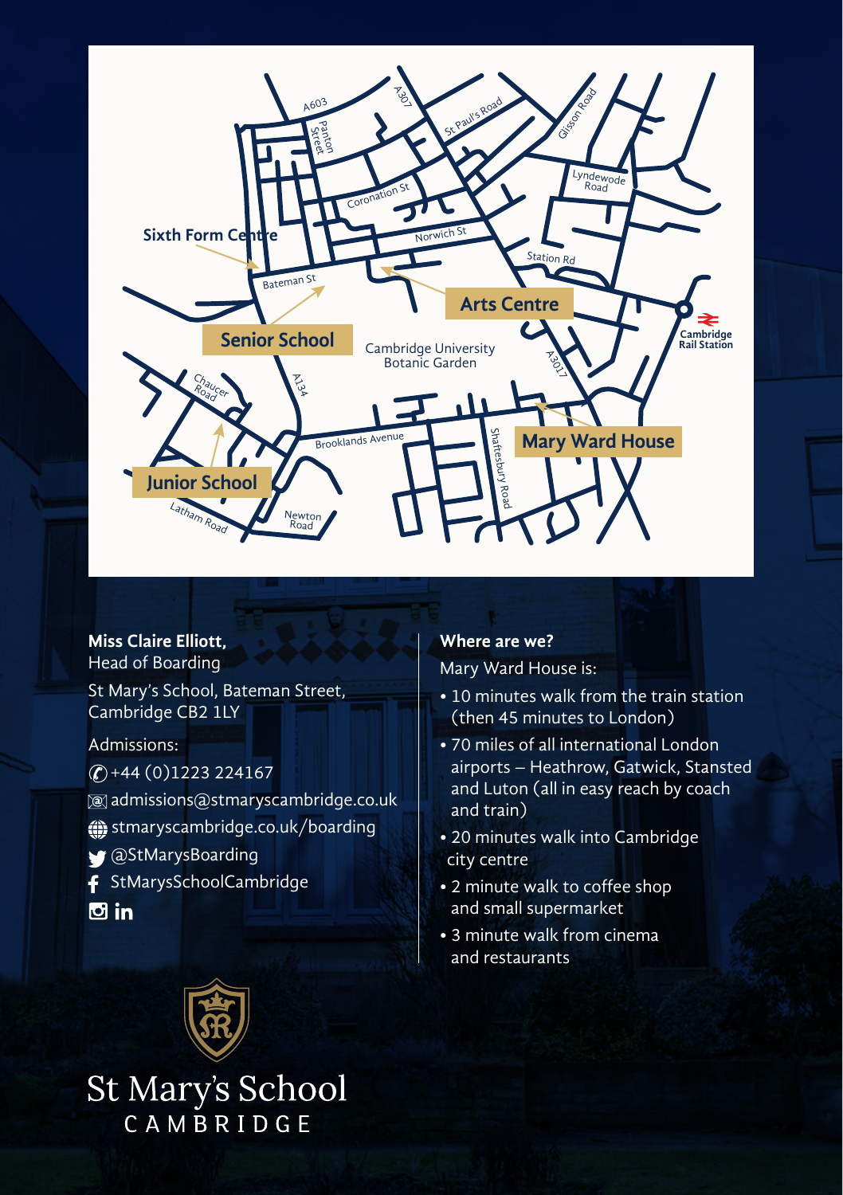Sixth Form Centre

Senior School

Arts Centre

Mary Ward House

Junior School

Cambridge University Botanic Garden

Cambridge Rail Station

A603
Panton Street
A307
St Paul's Road
Glisson Road
Lyndewode Road
Coronation St
Norwich St
Station Rd
Bateman St
A3017
A134
Chaucer Road
Brooklands Avenue
Shaftesbury Road
Latham Road
Newton Road

**Miss Claire Elliott,**
Head of Boarding

St Mary's School, Bateman Street,
Cambridge CB2 1LY

Admissions:

+44 (0)1223 224167

admissions@stmaryscambridge.co.uk

stmaryscambridge.co.uk/boarding

@StMarysBoarding

StMarysSchoolCambridge

## Where are we?

Mary Ward House is:

- 10 minutes walk from the train station (then 45 minutes to London)
- 70 miles of all international London airports – Heathrow, Gatwick, Stansted and Luton (all in easy reach by coach and train)
- 20 minutes walk into Cambridge city centre
- 2 minute walk to coffee shop and small supermarket
- 3 minute walk from cinema and restaurants

St Mary's School
CAMBRIDGE